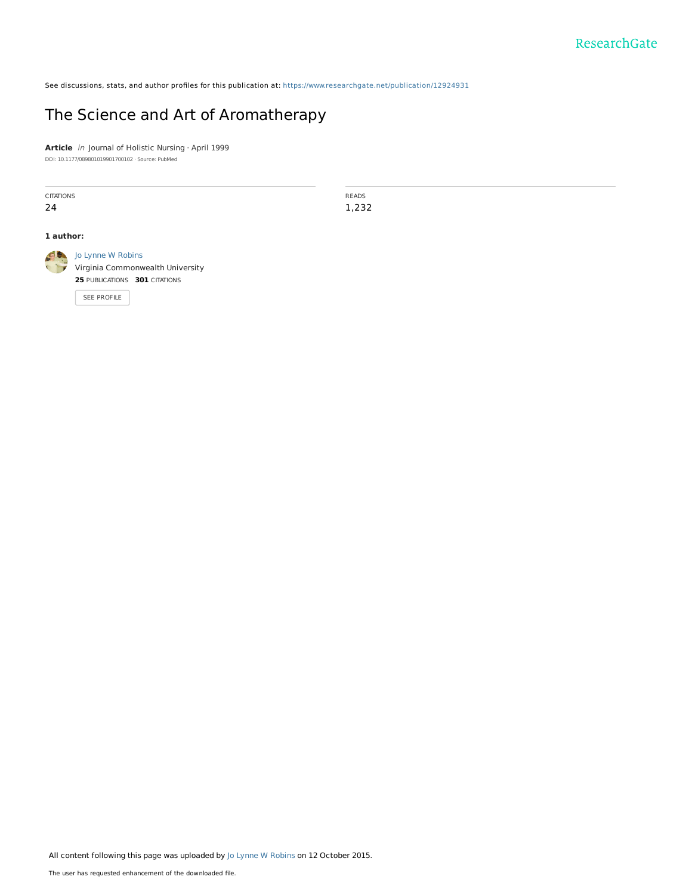See discussions, stats, and author profiles for this publication at: https://www.researchgate.net/publication/12924931

# The Science and Art of Aromatherapy

**Article** *in* Journal of Holistic Nursing · April 1999

DOI: 10.1177/089801019901700102 · Source: PubMed

| CITATIONS | READS |
|---|---|
| 24 | 1,232 |

**1 author:**

Jo Lynne W Robins
Virginia Commonwealth University
**25** PUBLICATIONS **301** CITATIONS

SEE PROFILE

All content following this page was uploaded by Jo Lynne W Robins on 12 October 2015.

The user has requested enhancement of the downloaded file.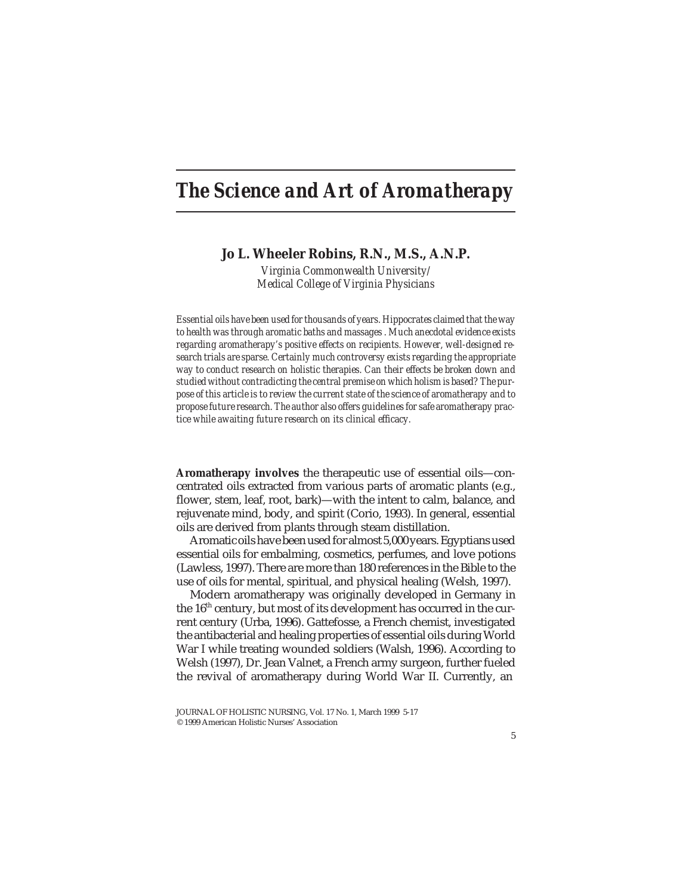# The Science and Art of Aromatherapy

**Jo L. Wheeler Robins, R.N., M.S., A.N.P.**

*Virginia Commonwealth University/*
*Medical College of Virginia Physicians*

*Essential oils have been used for thousands of years. Hippocrates claimed that the way to health was through aromatic baths and massages . Much anecdotal evidence exists regarding aromatherapy's positive effects on recipients. However, well-designed research trials are sparse. Certainly much controversy exists regarding the appropriate way to conduct research on holistic therapies. Can their effects be broken down and studied without contradicting the central premise on which holism is based? The purpose of this article is to review the current state of the science of aromatherapy and to propose future research. The author also offers guidelines for safe aromatherapy practice while awaiting future research on its clinical efficacy.*

**Aromatherapy involves** the therapeutic use of essential oils—concentrated oils extracted from various parts of aromatic plants (e.g., flower, stem, leaf, root, bark)—with the intent to calm, balance, and rejuvenate mind, body, and spirit (Corio, 1993). In general, essential oils are derived from plants through steam distillation.

Aromatic oils have been used for almost 5,000 years. Egyptians used essential oils for embalming, cosmetics, perfumes, and love potions (Lawless, 1997). There are more than 180 references in the Bible to the use of oils for mental, spiritual, and physical healing (Welsh, 1997).

Modern aromatherapy was originally developed in Germany in the 16th century, but most of its development has occurred in the current century (Urba, 1996). Gattefosse, a French chemist, investigated the antibacterial and healing properties of essential oils during World War I while treating wounded soldiers (Walsh, 1996). According to Welsh (1997), Dr. Jean Valnet, a French army surgeon, further fueled the revival of aromatherapy during World War II. Currently, an

JOURNAL OF HOLISTIC NURSING, Vol. 17 No. 1, March 1999 5-17
© 1999 American Holistic Nurses' Association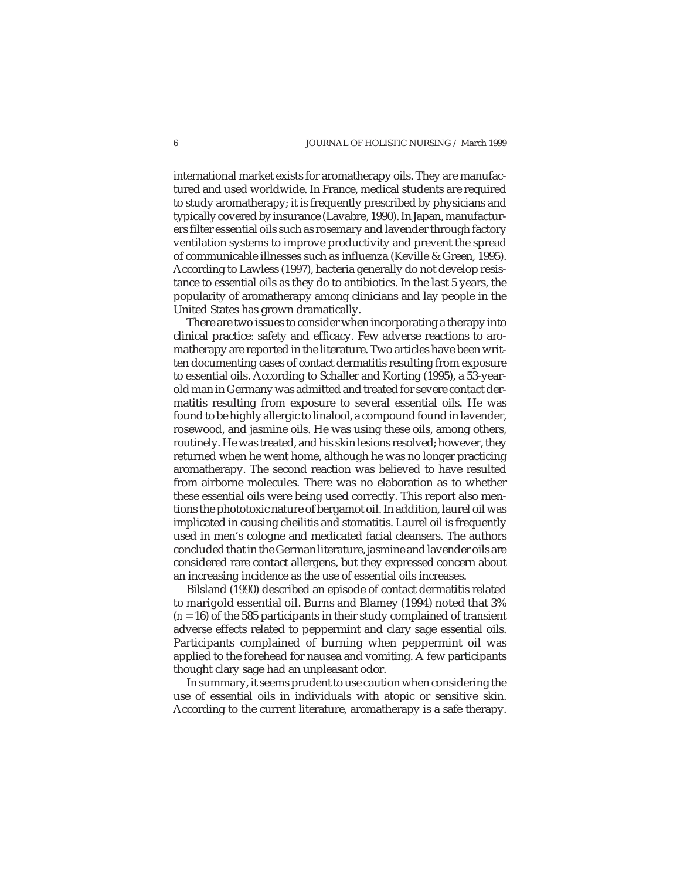international market exists for aromatherapy oils. They are manufactured and used worldwide. In France, medical students are required to study aromatherapy; it is frequently prescribed by physicians and typically covered by insurance (Lavabre, 1990). In Japan, manufacturers filter essential oils such as rosemary and lavender through factory ventilation systems to improve productivity and prevent the spread of communicable illnesses such as influenza (Keville & Green, 1995). According to Lawless (1997), bacteria generally do not develop resistance to essential oils as they do to antibiotics. In the last 5 years, the popularity of aromatherapy among clinicians and lay people in the United States has grown dramatically.

There are two issues to consider when incorporating a therapy into clinical practice: safety and efficacy. Few adverse reactions to aromatherapy are reported in the literature. Two articles have been written documenting cases of contact dermatitis resulting from exposure to essential oils. According to Schaller and Korting (1995), a 53-year-old man in Germany was admitted and treated for severe contact dermatitis resulting from exposure to several essential oils. He was found to be highly allergic to linalool, a compound found in lavender, rosewood, and jasmine oils. He was using these oils, among others, routinely. He was treated, and his skin lesions resolved; however, they returned when he went home, although he was no longer practicing aromatherapy. The second reaction was believed to have resulted from airborne molecules. There was no elaboration as to whether these essential oils were being used correctly. This report also mentions the phototoxic nature of bergamot oil. In addition, laurel oil was implicated in causing cheilitis and stomatitis. Laurel oil is frequently used in men's cologne and medicated facial cleansers. The authors concluded that in the German literature, jasmine and lavender oils are considered rare contact allergens, but they expressed concern about an increasing incidence as the use of essential oils increases.

Bilsland (1990) described an episode of contact dermatitis related to marigold essential oil. Burns and Blamey (1994) noted that 3% ($n = 16$) of the 585 participants in their study complained of transient adverse effects related to peppermint and clary sage essential oils. Participants complained of burning when peppermint oil was applied to the forehead for nausea and vomiting. A few participants thought clary sage had an unpleasant odor.

In summary, it seems prudent to use caution when considering the use of essential oils in individuals with atopic or sensitive skin. According to the current literature, aromatherapy is a safe therapy.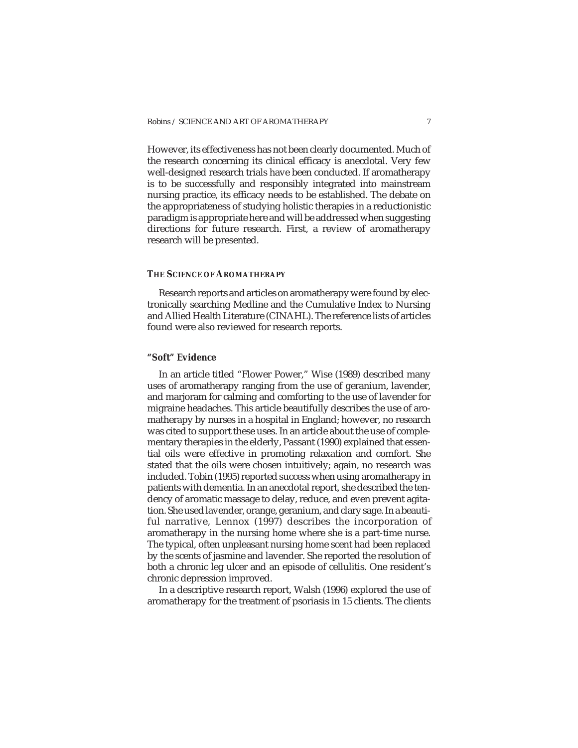However, its effectiveness has not been clearly documented. Much of the research concerning its clinical efficacy is anecdotal. Very few well-designed research trials have been conducted. If aromatherapy is to be successfully and responsibly integrated into mainstream nursing practice, its efficacy needs to be established. The debate on the appropriateness of studying holistic therapies in a reductionistic paradigm is appropriate here and will be addressed when suggesting directions for future research. First, a review of aromatherapy research will be presented.

## THE SCIENCE OF AROMATHERAPY

Research reports and articles on aromatherapy were found by electronically searching Medline and the Cumulative Index to Nursing and Allied Health Literature (CINAHL). The reference lists of articles found were also reviewed for research reports.

### "Soft" Evidence

In an article titled "Flower Power," Wise (1989) described many uses of aromatherapy ranging from the use of geranium, lavender, and marjoram for calming and comforting to the use of lavender for migraine headaches. This article beautifully describes the use of aromatherapy by nurses in a hospital in England; however, no research was cited to support these uses. In an article about the use of complementary therapies in the elderly, Passant (1990) explained that essential oils were effective in promoting relaxation and comfort. She stated that the oils were chosen intuitively; again, no research was included. Tobin (1995) reported success when using aromatherapy in patients with dementia. In an anecdotal report, she described the tendency of aromatic massage to delay, reduce, and even prevent agitation. She used lavender, orange, geranium, and clary sage. In a beautiful narrative, Lennox (1997) describes the incorporation of aromatherapy in the nursing home where she is a part-time nurse. The typical, often unpleasant nursing home scent had been replaced by the scents of jasmine and lavender. She reported the resolution of both a chronic leg ulcer and an episode of cellulitis. One resident's chronic depression improved.

In a descriptive research report, Walsh (1996) explored the use of aromatherapy for the treatment of psoriasis in 15 clients. The clients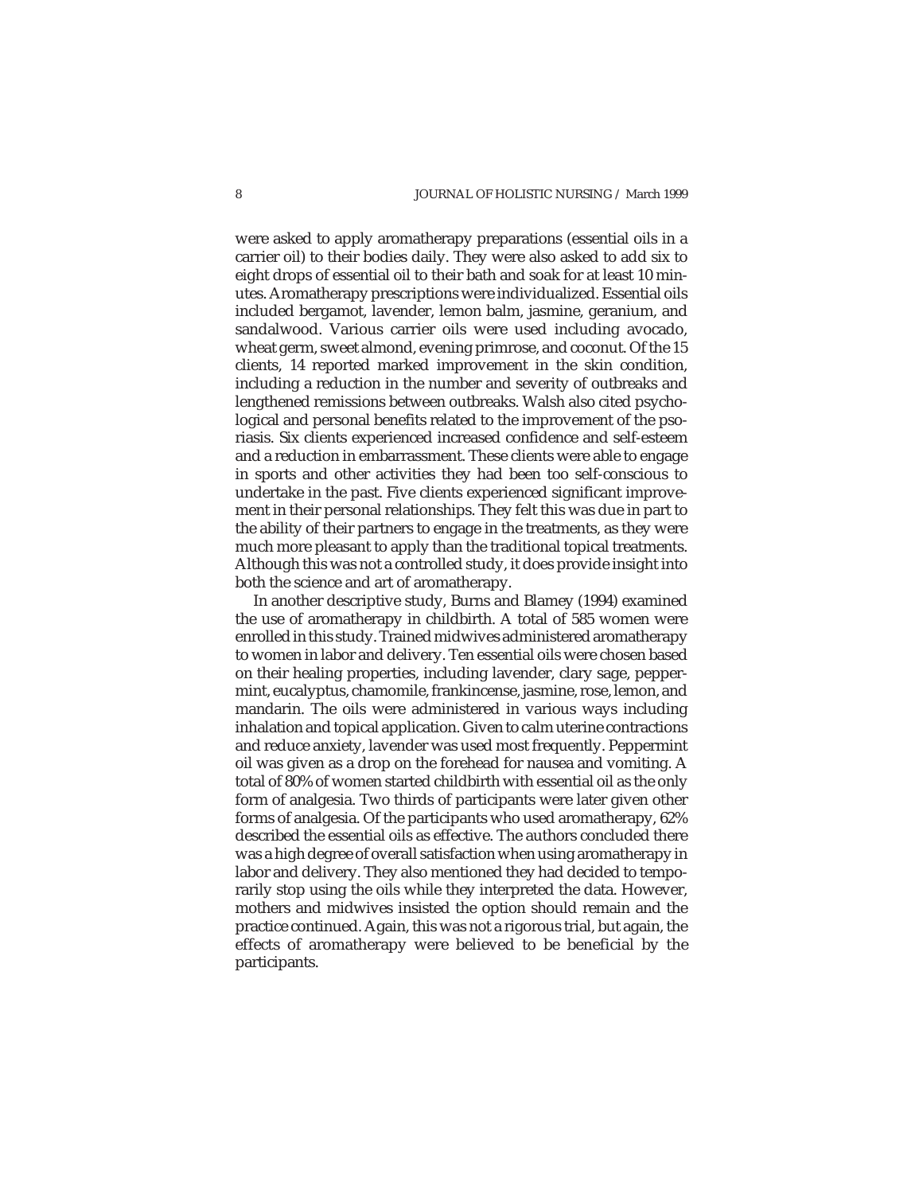were asked to apply aromatherapy preparations (essential oils in a carrier oil) to their bodies daily. They were also asked to add six to eight drops of essential oil to their bath and soak for at least 10 minutes. Aromatherapy prescriptions were individualized. Essential oils included bergamot, lavender, lemon balm, jasmine, geranium, and sandalwood. Various carrier oils were used including avocado, wheat germ, sweet almond, evening primrose, and coconut. Of the 15 clients, 14 reported marked improvement in the skin condition, including a reduction in the number and severity of outbreaks and lengthened remissions between outbreaks. Walsh also cited psychological and personal benefits related to the improvement of the psoriasis. Six clients experienced increased confidence and self-esteem and a reduction in embarrassment. These clients were able to engage in sports and other activities they had been too self-conscious to undertake in the past. Five clients experienced significant improvement in their personal relationships. They felt this was due in part to the ability of their partners to engage in the treatments, as they were much more pleasant to apply than the traditional topical treatments. Although this was not a controlled study, it does provide insight into both the science and art of aromatherapy.

In another descriptive study, Burns and Blamey (1994) examined the use of aromatherapy in childbirth. A total of 585 women were enrolled in this study. Trained midwives administered aromatherapy to women in labor and delivery. Ten essential oils were chosen based on their healing properties, including lavender, clary sage, peppermint, eucalyptus, chamomile, frankincense, jasmine, rose, lemon, and mandarin. The oils were administered in various ways including inhalation and topical application. Given to calm uterine contractions and reduce anxiety, lavender was used most frequently. Peppermint oil was given as a drop on the forehead for nausea and vomiting. A total of 80% of women started childbirth with essential oil as the only form of analgesia. Two thirds of participants were later given other forms of analgesia. Of the participants who used aromatherapy, 62% described the essential oils as effective. The authors concluded there was a high degree of overall satisfaction when using aromatherapy in labor and delivery. They also mentioned they had decided to temporarily stop using the oils while they interpreted the data. However, mothers and midwives insisted the option should remain and the practice continued. Again, this was not a rigorous trial, but again, the effects of aromatherapy were believed to be beneficial by the participants.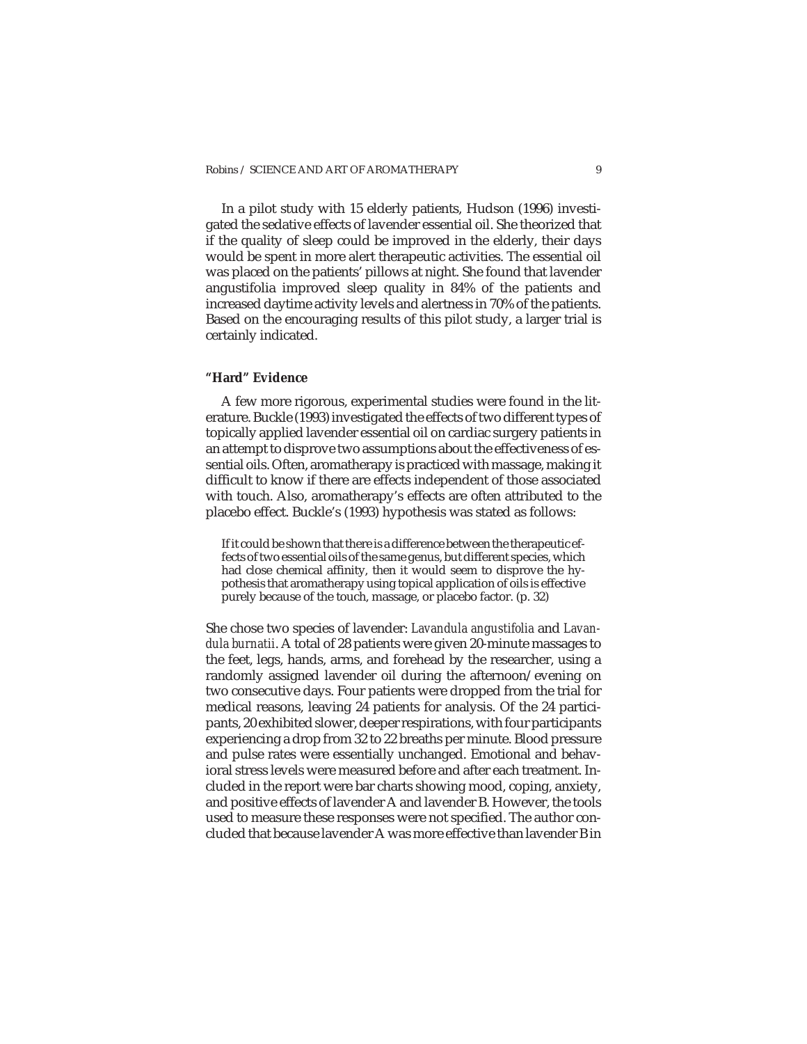In a pilot study with 15 elderly patients, Hudson (1996) investigated the sedative effects of lavender essential oil. She theorized that if the quality of sleep could be improved in the elderly, their days would be spent in more alert therapeutic activities. The essential oil was placed on the patients' pillows at night. She found that lavender angustifolia improved sleep quality in 84% of the patients and increased daytime activity levels and alertness in 70% of the patients. Based on the encouraging results of this pilot study, a larger trial is certainly indicated.

### "Hard" Evidence

A few more rigorous, experimental studies were found in the literature. Buckle (1993) investigated the effects of two different types of topically applied lavender essential oil on cardiac surgery patients in an attempt to disprove two assumptions about the effectiveness of essential oils. Often, aromatherapy is practiced with massage, making it difficult to know if there are effects independent of those associated with touch. Also, aromatherapy's effects are often attributed to the placebo effect. Buckle's (1993) hypothesis was stated as follows:

> If it could be shown that there is a difference between the therapeutic effects of two essential oils of the same genus, but different species, which had close chemical affinity, then it would seem to disprove the hypothesis that aromatherapy using topical application of oils is effective purely because of the touch, massage, or placebo factor. (p. 32)

She chose two species of lavender: *Lavandula angustifolia* and *Lavandula burnatii*. A total of 28 patients were given 20-minute massages to the feet, legs, hands, arms, and forehead by the researcher, using a randomly assigned lavender oil during the afternoon/evening on two consecutive days. Four patients were dropped from the trial for medical reasons, leaving 24 patients for analysis. Of the 24 participants, 20 exhibited slower, deeper respirations, with four participants experiencing a drop from 32 to 22 breaths per minute. Blood pressure and pulse rates were essentially unchanged. Emotional and behavioral stress levels were measured before and after each treatment. Included in the report were bar charts showing mood, coping, anxiety, and positive effects of lavender A and lavender B. However, the tools used to measure these responses were not specified. The author concluded that because lavender A was more effective than lavender B in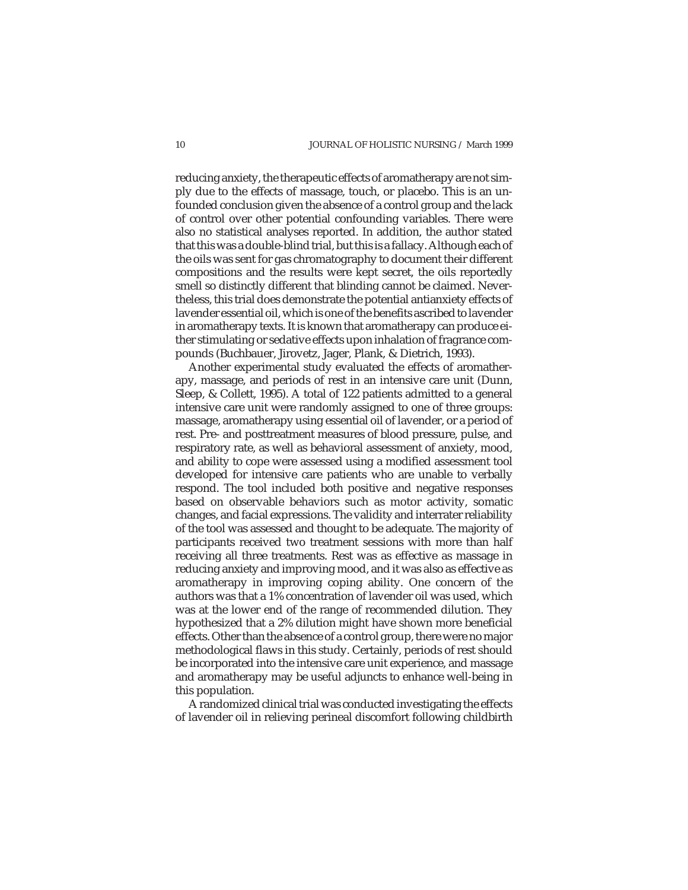reducing anxiety, the therapeutic effects of aromatherapy are not simply due to the effects of massage, touch, or placebo. This is an unfounded conclusion given the absence of a control group and the lack of control over other potential confounding variables. There were also no statistical analyses reported. In addition, the author stated that this was a double-blind trial, but this is a fallacy. Although each of the oils was sent for gas chromatography to document their different compositions and the results were kept secret, the oils reportedly smell so distinctly different that blinding cannot be claimed. Nevertheless, this trial does demonstrate the potential antianxiety effects of lavender essential oil, which is one of the benefits ascribed to lavender in aromatherapy texts. It is known that aromatherapy can produce either stimulating or sedative effects upon inhalation of fragrance compounds (Buchbauer, Jirovetz, Jager, Plank, & Dietrich, 1993).

Another experimental study evaluated the effects of aromatherapy, massage, and periods of rest in an intensive care unit (Dunn, Sleep, & Collett, 1995). A total of 122 patients admitted to a general intensive care unit were randomly assigned to one of three groups: massage, aromatherapy using essential oil of lavender, or a period of rest. Pre- and posttreatment measures of blood pressure, pulse, and respiratory rate, as well as behavioral assessment of anxiety, mood, and ability to cope were assessed using a modified assessment tool developed for intensive care patients who are unable to verbally respond. The tool included both positive and negative responses based on observable behaviors such as motor activity, somatic changes, and facial expressions. The validity and interrater reliability of the tool was assessed and thought to be adequate. The majority of participants received two treatment sessions with more than half receiving all three treatments. Rest was as effective as massage in reducing anxiety and improving mood, and it was also as effective as aromatherapy in improving coping ability. One concern of the authors was that a 1% concentration of lavender oil was used, which was at the lower end of the range of recommended dilution. They hypothesized that a 2% dilution might have shown more beneficial effects. Other than the absence of a control group, there were no major methodological flaws in this study. Certainly, periods of rest should be incorporated into the intensive care unit experience, and massage and aromatherapy may be useful adjuncts to enhance well-being in this population.

A randomized clinical trial was conducted investigating the effects of lavender oil in relieving perineal discomfort following childbirth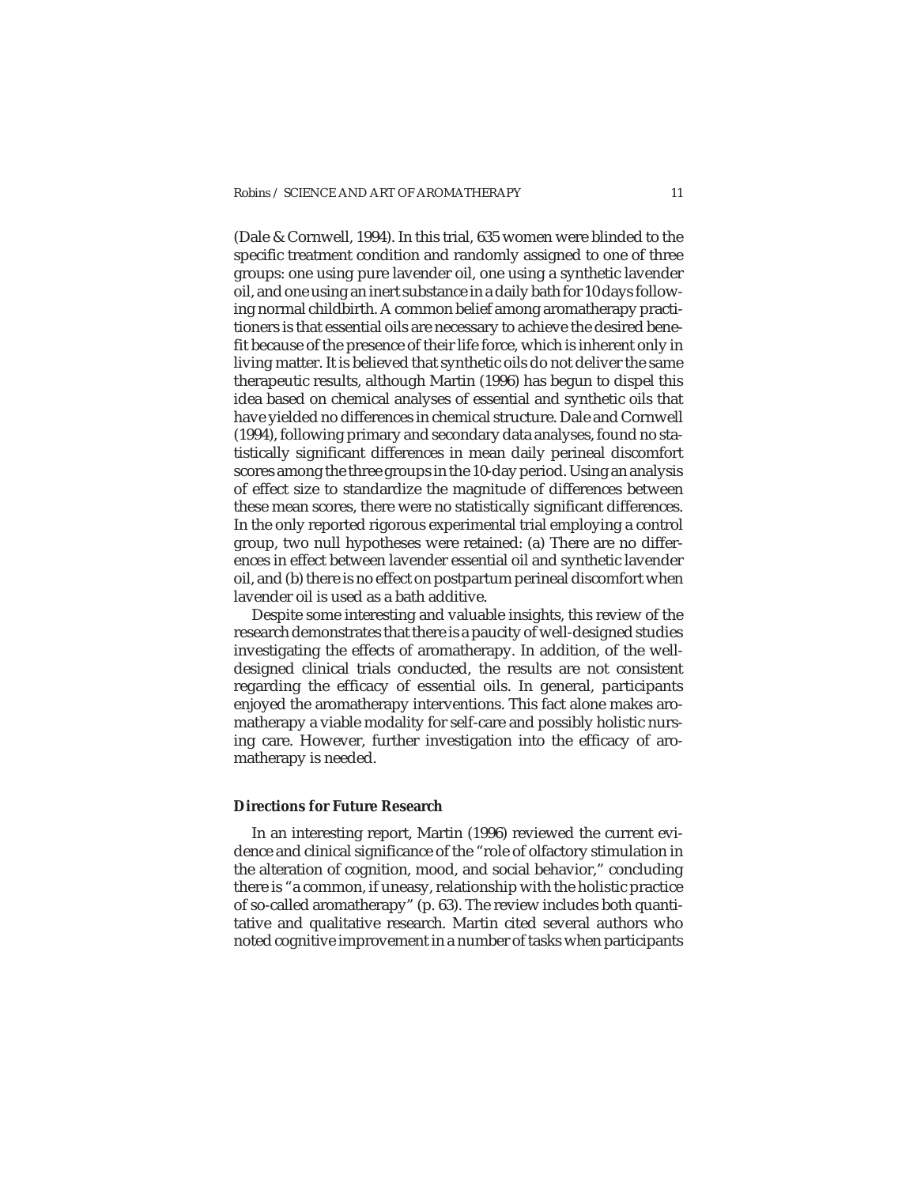(Dale & Cornwell, 1994). In this trial, 635 women were blinded to the specific treatment condition and randomly assigned to one of three groups: one using pure lavender oil, one using a synthetic lavender oil, and one using an inert substance in a daily bath for 10 days following normal childbirth. A common belief among aromatherapy practitioners is that essential oils are necessary to achieve the desired benefit because of the presence of their life force, which is inherent only in living matter. It is believed that synthetic oils do not deliver the same therapeutic results, although Martin (1996) has begun to dispel this idea based on chemical analyses of essential and synthetic oils that have yielded no differences in chemical structure. Dale and Cornwell (1994), following primary and secondary data analyses, found no statistically significant differences in mean daily perineal discomfort scores among the three groups in the 10-day period. Using an analysis of effect size to standardize the magnitude of differences between these mean scores, there were no statistically significant differences. In the only reported rigorous experimental trial employing a control group, two null hypotheses were retained: (a) There are no differences in effect between lavender essential oil and synthetic lavender oil, and (b) there is no effect on postpartum perineal discomfort when lavender oil is used as a bath additive.

Despite some interesting and valuable insights, this review of the research demonstrates that there is a paucity of well-designed studies investigating the effects of aromatherapy. In addition, of the well-designed clinical trials conducted, the results are not consistent regarding the efficacy of essential oils. In general, participants enjoyed the aromatherapy interventions. This fact alone makes aromatherapy a viable modality for self-care and possibly holistic nursing care. However, further investigation into the efficacy of aromatherapy is needed.

### Directions for Future Research

In an interesting report, Martin (1996) reviewed the current evidence and clinical significance of the "role of olfactory stimulation in the alteration of cognition, mood, and social behavior," concluding there is "a common, if uneasy, relationship with the holistic practice of so-called aromatherapy" (p. 63). The review includes both quantitative and qualitative research. Martin cited several authors who noted cognitive improvement in a number of tasks when participants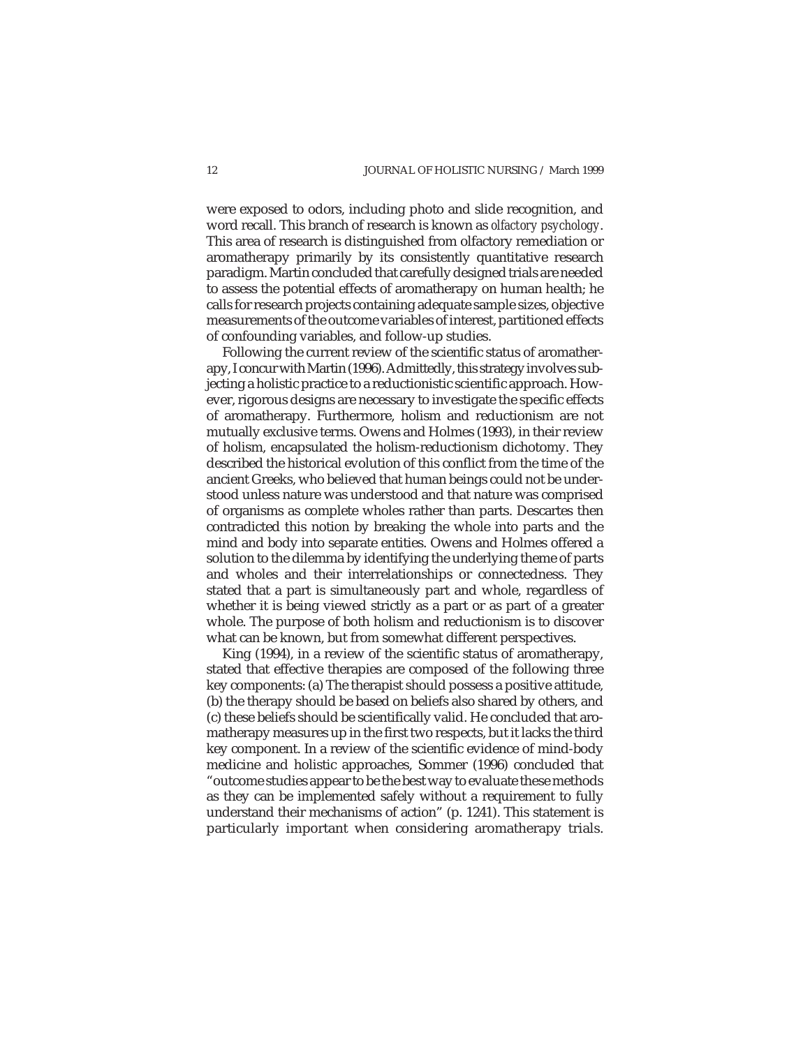were exposed to odors, including photo and slide recognition, and word recall. This branch of research is known as *olfactory psychology*. This area of research is distinguished from olfactory remediation or aromatherapy primarily by its consistently quantitative research paradigm. Martin concluded that carefully designed trials are needed to assess the potential effects of aromatherapy on human health; he calls for research projects containing adequate sample sizes, objective measurements of the outcome variables of interest, partitioned effects of confounding variables, and follow-up studies.

Following the current review of the scientific status of aromatherapy, I concur with Martin (1996). Admittedly, this strategy involves subjecting a holistic practice to a reductionistic scientific approach. However, rigorous designs are necessary to investigate the specific effects of aromatherapy. Furthermore, holism and reductionism are not mutually exclusive terms. Owens and Holmes (1993), in their review of holism, encapsulated the holism-reductionism dichotomy. They described the historical evolution of this conflict from the time of the ancient Greeks, who believed that human beings could not be understood unless nature was understood and that nature was comprised of organisms as complete wholes rather than parts. Descartes then contradicted this notion by breaking the whole into parts and the mind and body into separate entities. Owens and Holmes offered a solution to the dilemma by identifying the underlying theme of parts and wholes and their interrelationships or connectedness. They stated that a part is simultaneously part and whole, regardless of whether it is being viewed strictly as a part or as part of a greater whole. The purpose of both holism and reductionism is to discover what can be known, but from somewhat different perspectives.

King (1994), in a review of the scientific status of aromatherapy, stated that effective therapies are composed of the following three key components: (a) The therapist should possess a positive attitude, (b) the therapy should be based on beliefs also shared by others, and (c) these beliefs should be scientifically valid. He concluded that aromatherapy measures up in the first two respects, but it lacks the third key component. In a review of the scientific evidence of mind-body medicine and holistic approaches, Sommer (1996) concluded that "outcome studies appear to be the best way to evaluate these methods as they can be implemented safely without a requirement to fully understand their mechanisms of action" (p. 1241). This statement is particularly important when considering aromatherapy trials.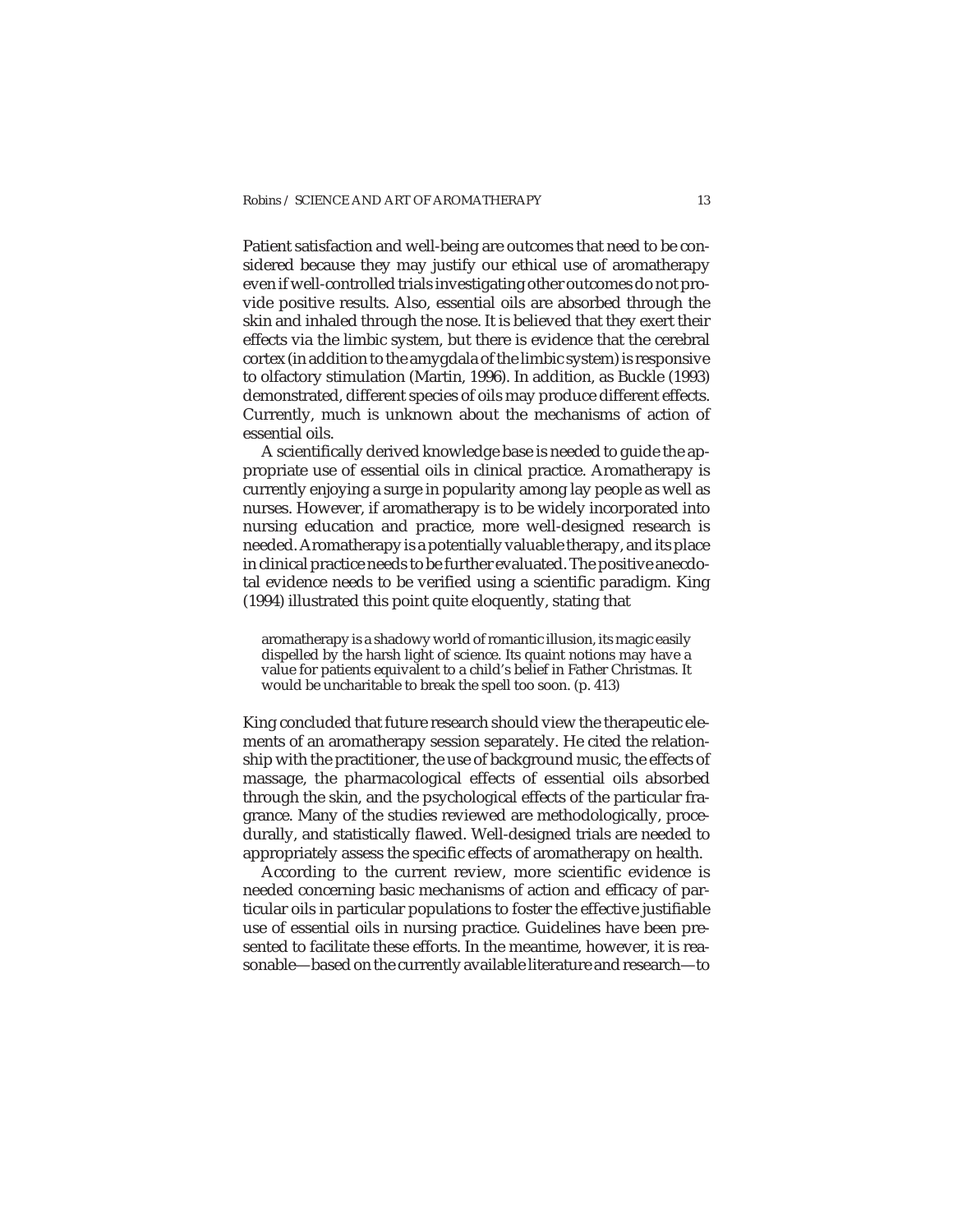Patient satisfaction and well-being are outcomes that need to be considered because they may justify our ethical use of aromatherapy even if well-controlled trials investigating other outcomes do not provide positive results. Also, essential oils are absorbed through the skin and inhaled through the nose. It is believed that they exert their effects via the limbic system, but there is evidence that the cerebral cortex (in addition to the amygdala of the limbic system) is responsive to olfactory stimulation (Martin, 1996). In addition, as Buckle (1993) demonstrated, different species of oils may produce different effects. Currently, much is unknown about the mechanisms of action of essential oils.

A scientifically derived knowledge base is needed to guide the appropriate use of essential oils in clinical practice. Aromatherapy is currently enjoying a surge in popularity among lay people as well as nurses. However, if aromatherapy is to be widely incorporated into nursing education and practice, more well-designed research is needed. Aromatherapy is a potentially valuable therapy, and its place in clinical practice needs to be further evaluated. The positive anecdotal evidence needs to be verified using a scientific paradigm. King (1994) illustrated this point quite eloquently, stating that

> aromatherapy is a shadowy world of romantic illusion, its magic easily dispelled by the harsh light of science. Its quaint notions may have a value for patients equivalent to a child's belief in Father Christmas. It would be uncharitable to break the spell too soon. (p. 413)

King concluded that future research should view the therapeutic elements of an aromatherapy session separately. He cited the relationship with the practitioner, the use of background music, the effects of massage, the pharmacological effects of essential oils absorbed through the skin, and the psychological effects of the particular fragrance. Many of the studies reviewed are methodologically, procedurally, and statistically flawed. Well-designed trials are needed to appropriately assess the specific effects of aromatherapy on health.

According to the current review, more scientific evidence is needed concerning basic mechanisms of action and efficacy of particular oils in particular populations to foster the effective justifiable use of essential oils in nursing practice. Guidelines have been presented to facilitate these efforts. In the meantime, however, it is reasonable—based on the currently available literature and research—to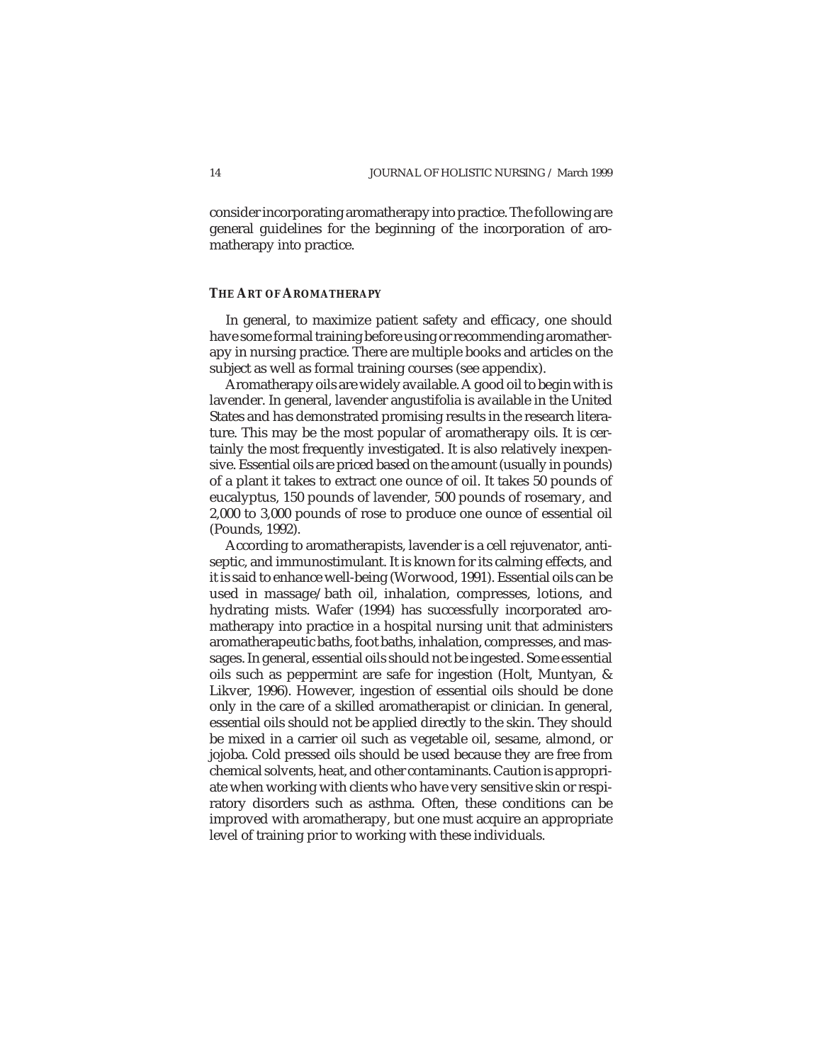consider incorporating aromatherapy into practice. The following are general guidelines for the beginning of the incorporation of aromatherapy into practice.

## THE ART OF AROMATHERAPY

In general, to maximize patient safety and efficacy, one should have some formal training before using or recommending aromatherapy in nursing practice. There are multiple books and articles on the subject as well as formal training courses (see appendix).

Aromatherapy oils are widely available. A good oil to begin with is lavender. In general, lavender angustifolia is available in the United States and has demonstrated promising results in the research literature. This may be the most popular of aromatherapy oils. It is certainly the most frequently investigated. It is also relatively inexpensive. Essential oils are priced based on the amount (usually in pounds) of a plant it takes to extract one ounce of oil. It takes 50 pounds of eucalyptus, 150 pounds of lavender, 500 pounds of rosemary, and 2,000 to 3,000 pounds of rose to produce one ounce of essential oil (Pounds, 1992).

According to aromatherapists, lavender is a cell rejuvenator, antiseptic, and immunostimulant. It is known for its calming effects, and it is said to enhance well-being (Worwood, 1991). Essential oils can be used in massage/bath oil, inhalation, compresses, lotions, and hydrating mists. Wafer (1994) has successfully incorporated aromatherapy into practice in a hospital nursing unit that administers aromatherapeutic baths, foot baths, inhalation, compresses, and massages. In general, essential oils should not be ingested. Some essential oils such as peppermint are safe for ingestion (Holt, Muntyan, & Likver, 1996). However, ingestion of essential oils should be done only in the care of a skilled aromatherapist or clinician. In general, essential oils should not be applied directly to the skin. They should be mixed in a carrier oil such as vegetable oil, sesame, almond, or jojoba. Cold pressed oils should be used because they are free from chemical solvents, heat, and other contaminants. Caution is appropriate when working with clients who have very sensitive skin or respiratory disorders such as asthma. Often, these conditions can be improved with aromatherapy, but one must acquire an appropriate level of training prior to working with these individuals.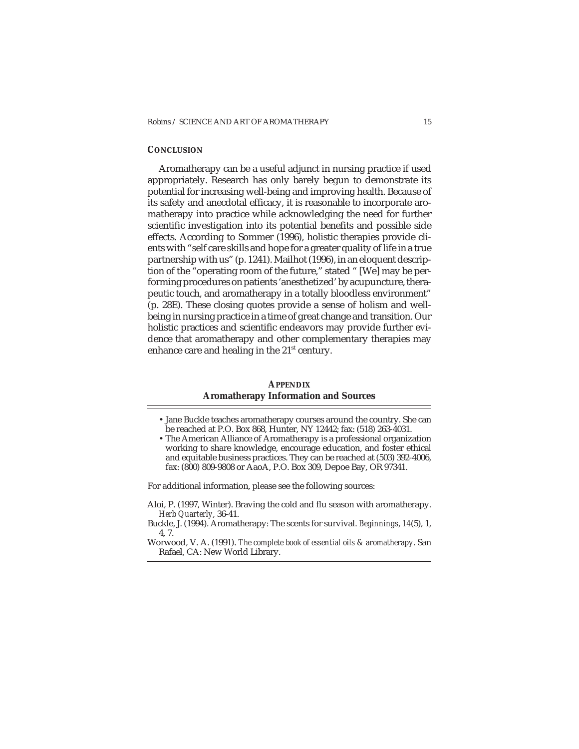## CONCLUSION

Aromatherapy can be a useful adjunct in nursing practice if used appropriately. Research has only barely begun to demonstrate its potential for increasing well-being and improving health. Because of its safety and anecdotal efficacy, it is reasonable to incorporate aromatherapy into practice while acknowledging the need for further scientific investigation into its potential benefits and possible side effects. According to Sommer (1996), holistic therapies provide clients with "self care skills and hope for a greater quality of life in a true partnership with us" (p. 1241). Mailhot (1996), in an eloquent description of the "operating room of the future," stated " [We] may be performing procedures on patients 'anesthetized' by acupuncture, therapeutic touch, and aromatherapy in a totally bloodless environment" (p. 28E). These closing quotes provide a sense of holism and well-being in nursing practice in a time of great change and transition. Our holistic practices and scientific endeavors may provide further evidence that aromatherapy and other complementary therapies may enhance care and healing in the 21st century.

### APPENDIX
### Aromatherapy Information and Sources

- Jane Buckle teaches aromatherapy courses around the country. She can be reached at P.O. Box 868, Hunter, NY 12442; fax: (518) 263-4031.
- The American Alliance of Aromatherapy is a professional organization working to share knowledge, encourage education, and foster ethical and equitable business practices. They can be reached at (503) 392-4006, fax: (800) 809-9808 or AaoA, P.O. Box 309, Depoe Bay, OR 97341.

For additional information, please see the following sources:

Aloi, P. (1997, Winter). Braving the cold and flu season with aromatherapy. *Herb Quarterly*, 36-41.

Buckle, J. (1994). Aromatherapy: The scents for survival. *Beginnings*, *14*(5), 1, 4, 7.

Worwood, V. A. (1991). *The complete book of essential oils & aromatherapy*. San Rafael, CA: New World Library.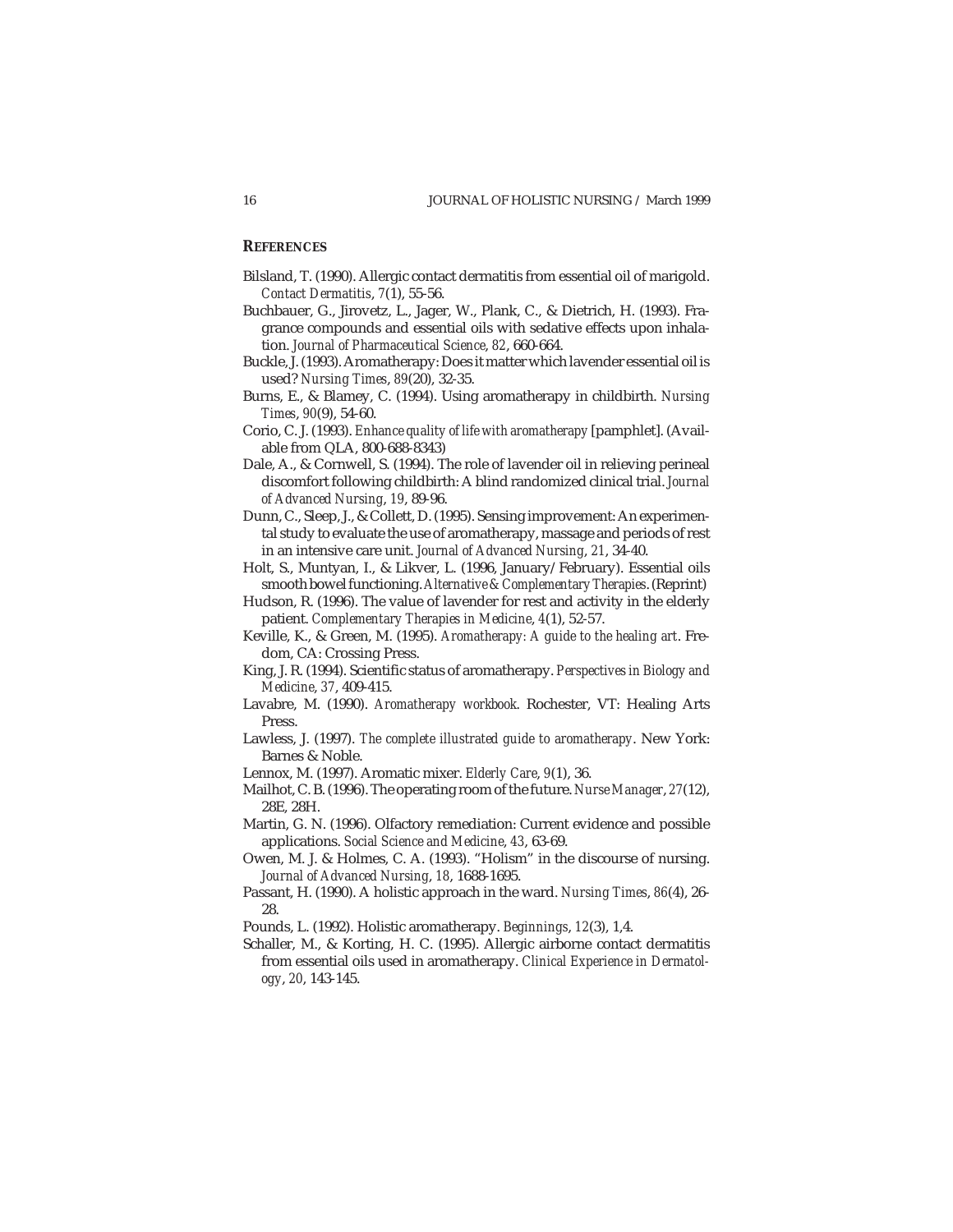## REFERENCES

Bilsland, T. (1990). Allergic contact dermatitis from essential oil of marigold. *Contact Dermatitis*, *7*(1), 55-56.

Buchbauer, G., Jirovetz, L., Jager, W., Plank, C., & Dietrich, H. (1993). Fragrance compounds and essential oils with sedative effects upon inhalation. *Journal of Pharmaceutical Science*, *82*, 660-664.

Buckle, J. (1993). Aromatherapy: Does it matter which lavender essential oil is used? *Nursing Times*, *89*(20), 32-35.

Burns, E., & Blamey, C. (1994). Using aromatherapy in childbirth. *Nursing Times*, *90*(9), 54-60.

Corio, C. J. (1993). *Enhance quality of life with aromatherapy* [pamphlet]. (Available from QLA, 800-688-8343)

Dale, A., & Cornwell, S. (1994). The role of lavender oil in relieving perineal discomfort following childbirth: A blind randomized clinical trial. *Journal of Advanced Nursing*, *19*, 89-96.

Dunn, C., Sleep, J., & Collett, D. (1995). Sensing improvement: An experimental study to evaluate the use of aromatherapy, massage and periods of rest in an intensive care unit. *Journal of Advanced Nursing*, *21*, 34-40.

Holt, S., Muntyan, I., & Likver, L. (1996, January/February). Essential oils smooth bowel functioning. *Alternative & Complementary Therapies*. (Reprint)

Hudson, R. (1996). The value of lavender for rest and activity in the elderly patient. *Complementary Therapies in Medicine*, *4*(1), 52-57.

Keville, K., & Green, M. (1995). *Aromatherapy: A guide to the healing art*. Fredom, CA: Crossing Press.

King, J. R. (1994). Scientific status of aromatherapy. *Perspectives in Biology and Medicine*, *37*, 409-415.

Lavabre, M. (1990). *Aromatherapy workbook*. Rochester, VT: Healing Arts Press.

Lawless, J. (1997). *The complete illustrated guide to aromatherapy*. New York: Barnes & Noble.

Lennox, M. (1997). Aromatic mixer. *Elderly Care*, *9*(1), 36.

Mailhot, C. B. (1996). The operating room of the future. *Nurse Manager*, *27*(12), 28E, 28H.

Martin, G. N. (1996). Olfactory remediation: Current evidence and possible applications. *Social Science and Medicine*, *43*, 63-69.

Owen, M. J. & Holmes, C. A. (1993). "Holism" in the discourse of nursing. *Journal of Advanced Nursing*, *18*, 1688-1695.

Passant, H. (1990). A holistic approach in the ward. *Nursing Times*, *86*(4), 26-28.

Pounds, L. (1992). Holistic aromatherapy. *Beginnings*, *12*(3), 1,4.

Schaller, M., & Korting, H. C. (1995). Allergic airborne contact dermatitis from essential oils used in aromatherapy. *Clinical Experience in Dermatology*, *20*, 143-145.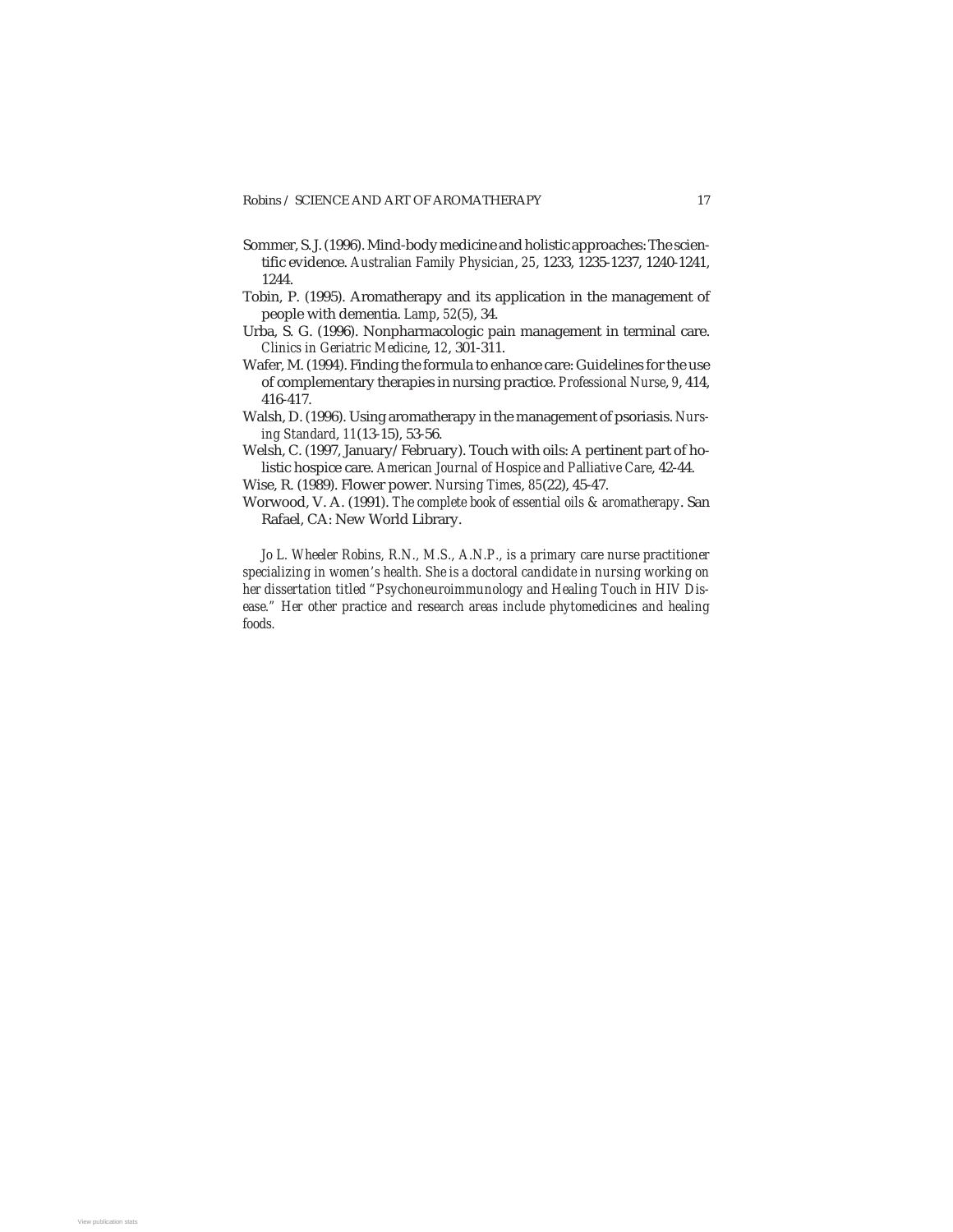Sommer, S. J. (1996). Mind-body medicine and holistic approaches: The scientific evidence. *Australian Family Physician*, *25*, 1233, 1235-1237, 1240-1241, 1244.

Tobin, P. (1995). Aromatherapy and its application in the management of people with dementia. *Lamp*, *52*(5), 34.

Urba, S. G. (1996). Nonpharmacologic pain management in terminal care. *Clinics in Geriatric Medicine*, *12*, 301-311.

Wafer, M. (1994). Finding the formula to enhance care: Guidelines for the use of complementary therapies in nursing practice. *Professional Nurse*, *9*, 414, 416-417.

Walsh, D. (1996). Using aromatherapy in the management of psoriasis. *Nursing Standard*, *11*(13-15), 53-56.

Welsh, C. (1997, January/February). Touch with oils: A pertinent part of holistic hospice care. *American Journal of Hospice and Palliative Care*, 42-44.

Wise, R. (1989). Flower power. *Nursing Times*, *85*(22), 45-47.

Worwood, V. A. (1991). *The complete book of essential oils & aromatherapy*. San Rafael, CA: New World Library.

*Jo L. Wheeler Robins, R.N., M.S., A.N.P., is a primary care nurse practitioner specializing in women's health. She is a doctoral candidate in nursing working on her dissertation titled "Psychoneuroimmunology and Healing Touch in HIV Disease." Her other practice and research areas include phytomedicines and healing foods.*